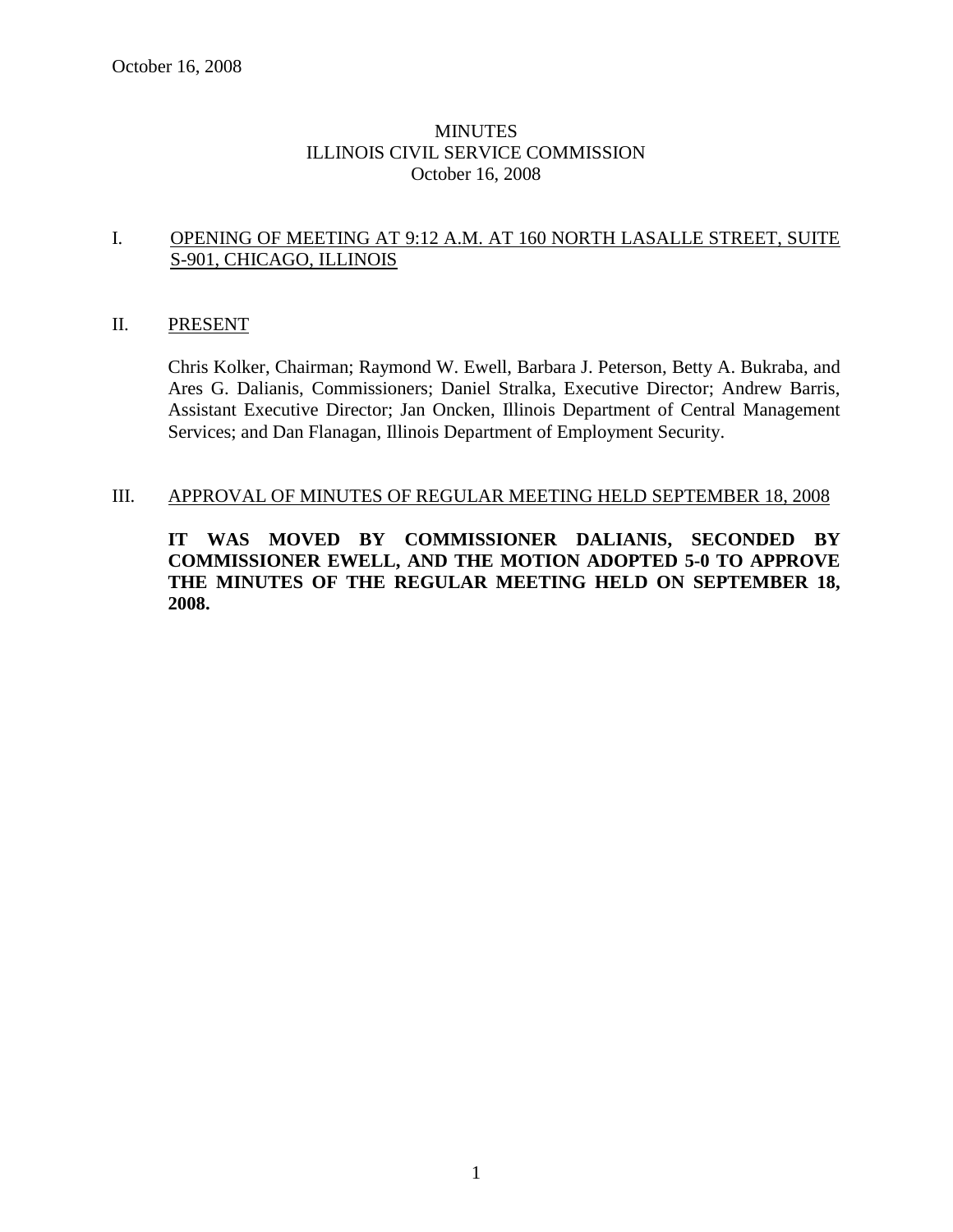# MINUTES
## ILLINOIS CIVIL SERVICE COMMISSION
### October 16, 2008

I. OPENING OF MEETING AT 9:12 A.M. AT 160 NORTH LASALLE STREET, SUITE S-901, CHICAGO, ILLINOIS

II. PRESENT

Chris Kolker, Chairman; Raymond W. Ewell, Barbara J. Peterson, Betty A. Bukraba, and Ares G. Dalianis, Commissioners; Daniel Stralka, Executive Director; Andrew Barris, Assistant Executive Director; Jan Oncken, Illinois Department of Central Management Services; and Dan Flanagan, Illinois Department of Employment Security.

III. APPROVAL OF MINUTES OF REGULAR MEETING HELD SEPTEMBER 18, 2008

**IT WAS MOVED BY COMMISSIONER DALIANIS, SECONDED BY COMMISSIONER EWELL, AND THE MOTION ADOPTED 5-0 TO APPROVE THE MINUTES OF THE REGULAR MEETING HELD ON SEPTEMBER 18, 2008.**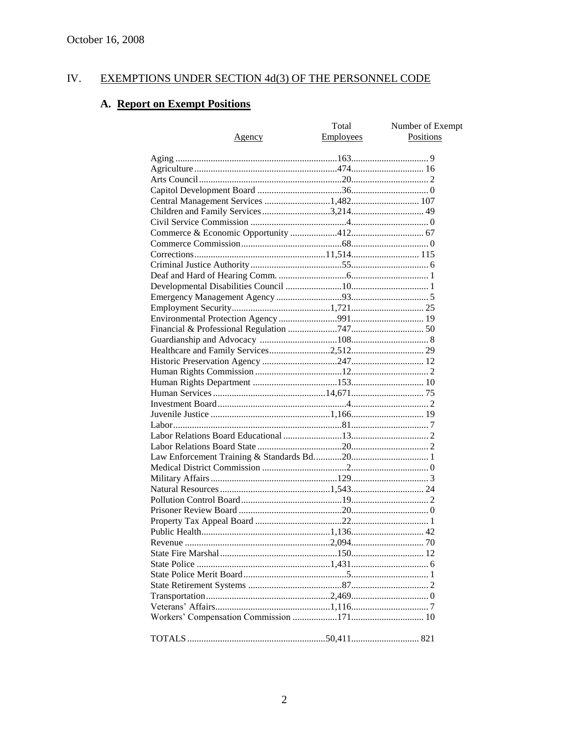October 16, 2008

## IV. EXEMPTIONS UNDER SECTION 4d(3) OF THE PERSONNEL CODE

### A. Report on Exempt Positions

| Agency | Total Employees | Number of Exempt Positions |
|---|---|---|
| Aging | 163 | 9 |
| Agriculture | 474 | 16 |
| Arts Council | 20 | 2 |
| Capitol Development Board | 36 | 0 |
| Central Management Services | 1,482 | 107 |
| Children and Family Services | 3,214 | 49 |
| Civil Service Commission | 4 | 0 |
| Commerce & Economic Opportunity | 412 | 67 |
| Commerce Commission | 68 | 0 |
| Corrections | 11,514 | 115 |
| Criminal Justice Authority | 55 | 6 |
| Deaf and Hard of Hearing Comm. | 6 | 1 |
| Developmental Disabilities Council | 10 | 1 |
| Emergency Management Agency | 93 | 5 |
| Employment Security | 1,721 | 25 |
| Environmental Protection Agency | 991 | 19 |
| Financial & Professional Regulation | 747 | 50 |
| Guardianship and Advocacy | 108 | 8 |
| Healthcare and Family Services | 2,512 | 29 |
| Historic Preservation Agency | 247 | 12 |
| Human Rights Commission | 12 | 2 |
| Human Rights Department | 153 | 10 |
| Human Services | 14,671 | 75 |
| Investment Board | 4 | 2 |
| Juvenile Justice | 1,166 | 19 |
| Labor | 81 | 7 |
| Labor Relations Board Educational | 13 | 2 |
| Labor Relations Board State | 20 | 2 |
| Law Enforcement Training & Standards Bd. | 20 | 1 |
| Medical District Commission | 2 | 0 |
| Military Affairs | 129 | 3 |
| Natural Resources | 1,543 | 24 |
| Pollution Control Board | 19 | 2 |
| Prisoner Review Board | 20 | 0 |
| Property Tax Appeal Board | 22 | 1 |
| Public Health | 1,136 | 42 |
| Revenue | 2,094 | 70 |
| State Fire Marshal | 150 | 12 |
| State Police | 1,431 | 6 |
| State Police Merit Board | 5 | 1 |
| State Retirement Systems | 87 | 2 |
| Transportation | 2,469 | 0 |
| Veterans' Affairs | 1,116 | 7 |
| Workers' Compensation Commission | 171 | 10 |
| TOTALS | 50,411 | 821 |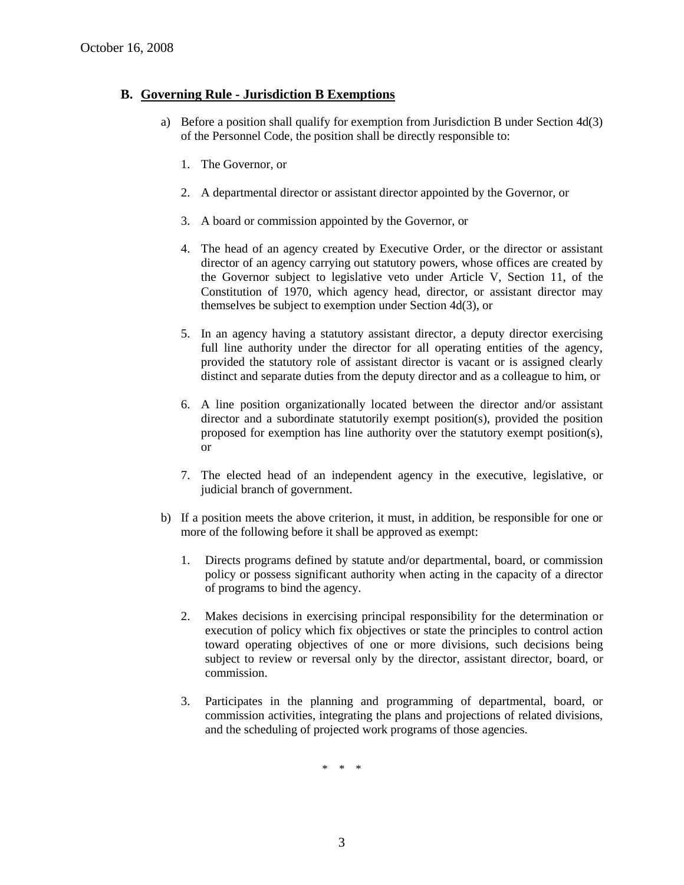## B. Governing Rule - Jurisdiction B Exemptions

a) Before a position shall qualify for exemption from Jurisdiction B under Section 4d(3) of the Personnel Code, the position shall be directly responsible to:

1. The Governor, or

2. A departmental director or assistant director appointed by the Governor, or

3. A board or commission appointed by the Governor, or

4. The head of an agency created by Executive Order, or the director or assistant director of an agency carrying out statutory powers, whose offices are created by the Governor subject to legislative veto under Article V, Section 11, of the Constitution of 1970, which agency head, director, or assistant director may themselves be subject to exemption under Section 4d(3), or

5. In an agency having a statutory assistant director, a deputy director exercising full line authority under the director for all operating entities of the agency, provided the statutory role of assistant director is vacant or is assigned clearly distinct and separate duties from the deputy director and as a colleague to him, or

6. A line position organizationally located between the director and/or assistant director and a subordinate statutorily exempt position(s), provided the position proposed for exemption has line authority over the statutory exempt position(s), or

7. The elected head of an independent agency in the executive, legislative, or judicial branch of government.

b) If a position meets the above criterion, it must, in addition, be responsible for one or more of the following before it shall be approved as exempt:

1. Directs programs defined by statute and/or departmental, board, or commission policy or possess significant authority when acting in the capacity of a director of programs to bind the agency.

2. Makes decisions in exercising principal responsibility for the determination or execution of policy which fix objectives or state the principles to control action toward operating objectives of one or more divisions, such decisions being subject to review or reversal only by the director, assistant director, board, or commission.

3. Participates in the planning and programming of departmental, board, or commission activities, integrating the plans and projections of related divisions, and the scheduling of projected work programs of those agencies.

\* \* \*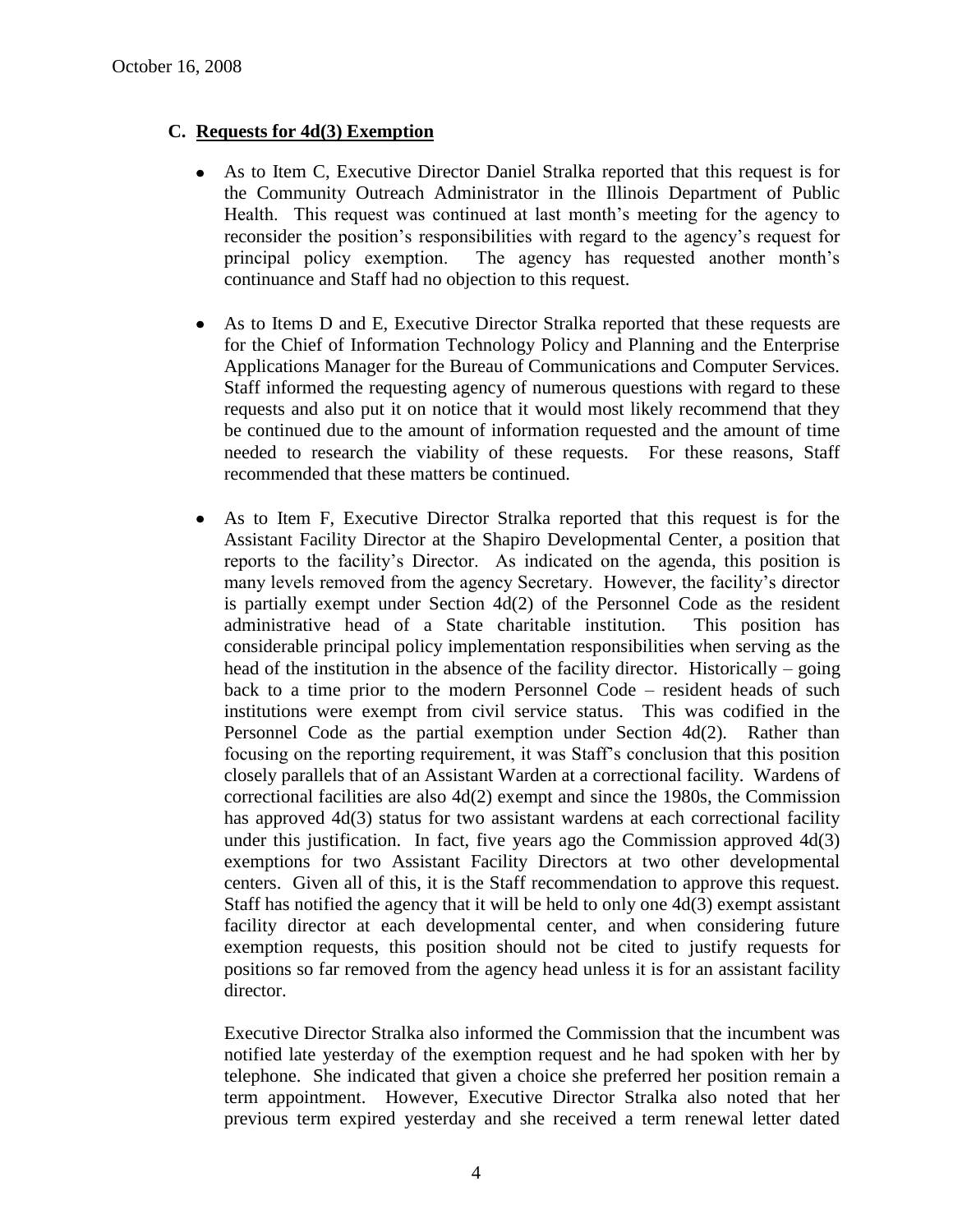### C. Requests for 4d(3) Exemption

- As to Item C, Executive Director Daniel Stralka reported that this request is for the Community Outreach Administrator in the Illinois Department of Public Health. This request was continued at last month's meeting for the agency to reconsider the position's responsibilities with regard to the agency's request for principal policy exemption. The agency has requested another month's continuance and Staff had no objection to this request.

- As to Items D and E, Executive Director Stralka reported that these requests are for the Chief of Information Technology Policy and Planning and the Enterprise Applications Manager for the Bureau of Communications and Computer Services. Staff informed the requesting agency of numerous questions with regard to these requests and also put it on notice that it would most likely recommend that they be continued due to the amount of information requested and the amount of time needed to research the viability of these requests. For these reasons, Staff recommended that these matters be continued.

- As to Item F, Executive Director Stralka reported that this request is for the Assistant Facility Director at the Shapiro Developmental Center, a position that reports to the facility's Director. As indicated on the agenda, this position is many levels removed from the agency Secretary. However, the facility's director is partially exempt under Section 4d(2) of the Personnel Code as the resident administrative head of a State charitable institution. This position has considerable principal policy implementation responsibilities when serving as the head of the institution in the absence of the facility director. Historically – going back to a time prior to the modern Personnel Code – resident heads of such institutions were exempt from civil service status. This was codified in the Personnel Code as the partial exemption under Section 4d(2). Rather than focusing on the reporting requirement, it was Staff's conclusion that this position closely parallels that of an Assistant Warden at a correctional facility. Wardens of correctional facilities are also 4d(2) exempt and since the 1980s, the Commission has approved 4d(3) status for two assistant wardens at each correctional facility under this justification. In fact, five years ago the Commission approved 4d(3) exemptions for two Assistant Facility Directors at two other developmental centers. Given all of this, it is the Staff recommendation to approve this request. Staff has notified the agency that it will be held to only one 4d(3) exempt assistant facility director at each developmental center, and when considering future exemption requests, this position should not be cited to justify requests for positions so far removed from the agency head unless it is for an assistant facility director.

  Executive Director Stralka also informed the Commission that the incumbent was notified late yesterday of the exemption request and he had spoken with her by telephone. She indicated that given a choice she preferred her position remain a term appointment. However, Executive Director Stralka also noted that her previous term expired yesterday and she received a term renewal letter dated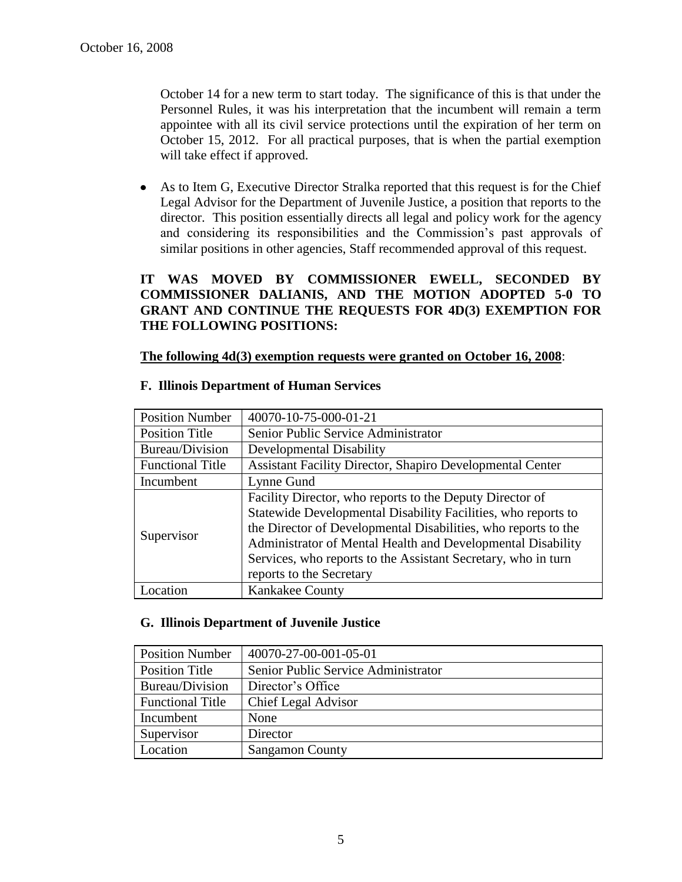October 14 for a new term to start today. The significance of this is that under the Personnel Rules, it was his interpretation that the incumbent will remain a term appointee with all its civil service protections until the expiration of her term on October 15, 2012. For all practical purposes, that is when the partial exemption will take effect if approved.

- As to Item G, Executive Director Stralka reported that this request is for the Chief Legal Advisor for the Department of Juvenile Justice, a position that reports to the director. This position essentially directs all legal and policy work for the agency and considering its responsibilities and the Commission's past approvals of similar positions in other agencies, Staff recommended approval of this request.

**IT WAS MOVED BY COMMISSIONER EWELL, SECONDED BY COMMISSIONER DALIANIS, AND THE MOTION ADOPTED 5-0 TO GRANT AND CONTINUE THE REQUESTS FOR 4D(3) EXEMPTION FOR THE FOLLOWING POSITIONS:**

**The following 4d(3) exemption requests were granted on October 16, 2008**:

**F. Illinois Department of Human Services**

| Position Number | 40070-10-75-000-01-21 |
|---|---|
| Position Title | Senior Public Service Administrator |
| Bureau/Division | Developmental Disability |
| Functional Title | Assistant Facility Director, Shapiro Developmental Center |
| Incumbent | Lynne Gund |
| Supervisor | Facility Director, who reports to the Deputy Director of Statewide Developmental Disability Facilities, who reports to the Director of Developmental Disabilities, who reports to the Administrator of Mental Health and Developmental Disability Services, who reports to the Assistant Secretary, who in turn reports to the Secretary |
| Location | Kankakee County |

**G. Illinois Department of Juvenile Justice**

| Position Number | 40070-27-00-001-05-01 |
|---|---|
| Position Title | Senior Public Service Administrator |
| Bureau/Division | Director's Office |
| Functional Title | Chief Legal Advisor |
| Incumbent | None |
| Supervisor | Director |
| Location | Sangamon County |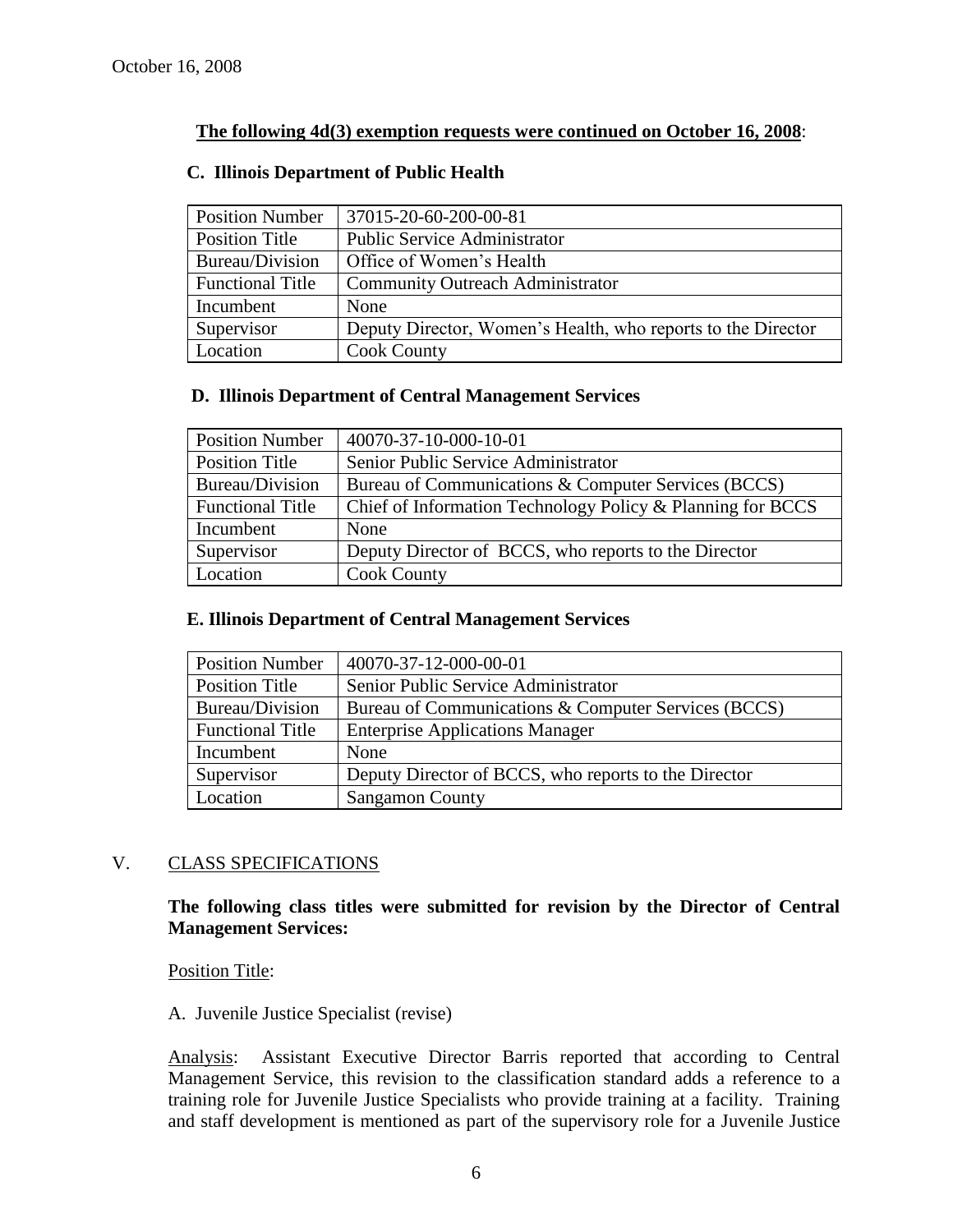October 16, 2008

**The following 4d(3) exemption requests were continued on October 16, 2008:**

### C. Illinois Department of Public Health

| Position Number | 37015-20-60-200-00-81 |
|---|---|
| Position Title | Public Service Administrator |
| Bureau/Division | Office of Women's Health |
| Functional Title | Community Outreach Administrator |
| Incumbent | None |
| Supervisor | Deputy Director, Women's Health, who reports to the Director |
| Location | Cook County |

### D. Illinois Department of Central Management Services

| Position Number | 40070-37-10-000-10-01 |
|---|---|
| Position Title | Senior Public Service Administrator |
| Bureau/Division | Bureau of Communications & Computer Services (BCCS) |
| Functional Title | Chief of Information Technology Policy & Planning for BCCS |
| Incumbent | None |
| Supervisor | Deputy Director of BCCS, who reports to the Director |
| Location | Cook County |

### E. Illinois Department of Central Management Services

| Position Number | 40070-37-12-000-00-01 |
|---|---|
| Position Title | Senior Public Service Administrator |
| Bureau/Division | Bureau of Communications & Computer Services (BCCS) |
| Functional Title | Enterprise Applications Manager |
| Incumbent | None |
| Supervisor | Deputy Director of BCCS, who reports to the Director |
| Location | Sangamon County |

## V. CLASS SPECIFICATIONS

**The following class titles were submitted for revision by the Director of Central Management Services:**

Position Title:

A. Juvenile Justice Specialist (revise)

Analysis: Assistant Executive Director Barris reported that according to Central Management Service, this revision to the classification standard adds a reference to a training role for Juvenile Justice Specialists who provide training at a facility. Training and staff development is mentioned as part of the supervisory role for a Juvenile Justice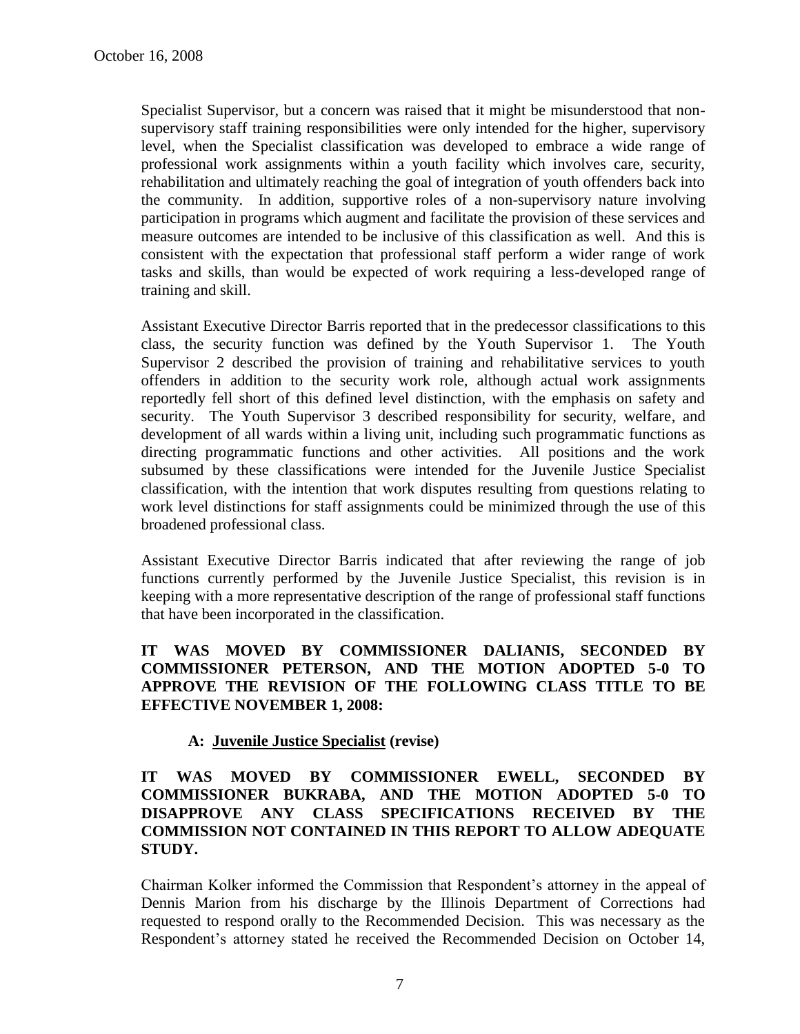Specialist Supervisor, but a concern was raised that it might be misunderstood that non-supervisory staff training responsibilities were only intended for the higher, supervisory level, when the Specialist classification was developed to embrace a wide range of professional work assignments within a youth facility which involves care, security, rehabilitation and ultimately reaching the goal of integration of youth offenders back into the community. In addition, supportive roles of a non-supervisory nature involving participation in programs which augment and facilitate the provision of these services and measure outcomes are intended to be inclusive of this classification as well. And this is consistent with the expectation that professional staff perform a wider range of work tasks and skills, than would be expected of work requiring a less-developed range of training and skill.

Assistant Executive Director Barris reported that in the predecessor classifications to this class, the security function was defined by the Youth Supervisor 1. The Youth Supervisor 2 described the provision of training and rehabilitative services to youth offenders in addition to the security work role, although actual work assignments reportedly fell short of this defined level distinction, with the emphasis on safety and security. The Youth Supervisor 3 described responsibility for security, welfare, and development of all wards within a living unit, including such programmatic functions as directing programmatic functions and other activities. All positions and the work subsumed by these classifications were intended for the Juvenile Justice Specialist classification, with the intention that work disputes resulting from questions relating to work level distinctions for staff assignments could be minimized through the use of this broadened professional class.

Assistant Executive Director Barris indicated that after reviewing the range of job functions currently performed by the Juvenile Justice Specialist, this revision is in keeping with a more representative description of the range of professional staff functions that have been incorporated in the classification.

**IT WAS MOVED BY COMMISSIONER DALIANIS, SECONDED BY COMMISSIONER PETERSON, AND THE MOTION ADOPTED 5-0 TO APPROVE THE REVISION OF THE FOLLOWING CLASS TITLE TO BE EFFECTIVE NOVEMBER 1, 2008:**

**A: Juvenile Justice Specialist (revise)**

**IT WAS MOVED BY COMMISSIONER EWELL, SECONDED BY COMMISSIONER BUKRABA, AND THE MOTION ADOPTED 5-0 TO DISAPPROVE ANY CLASS SPECIFICATIONS RECEIVED BY THE COMMISSION NOT CONTAINED IN THIS REPORT TO ALLOW ADEQUATE STUDY.**

Chairman Kolker informed the Commission that Respondent's attorney in the appeal of Dennis Marion from his discharge by the Illinois Department of Corrections had requested to respond orally to the Recommended Decision. This was necessary as the Respondent's attorney stated he received the Recommended Decision on October 14,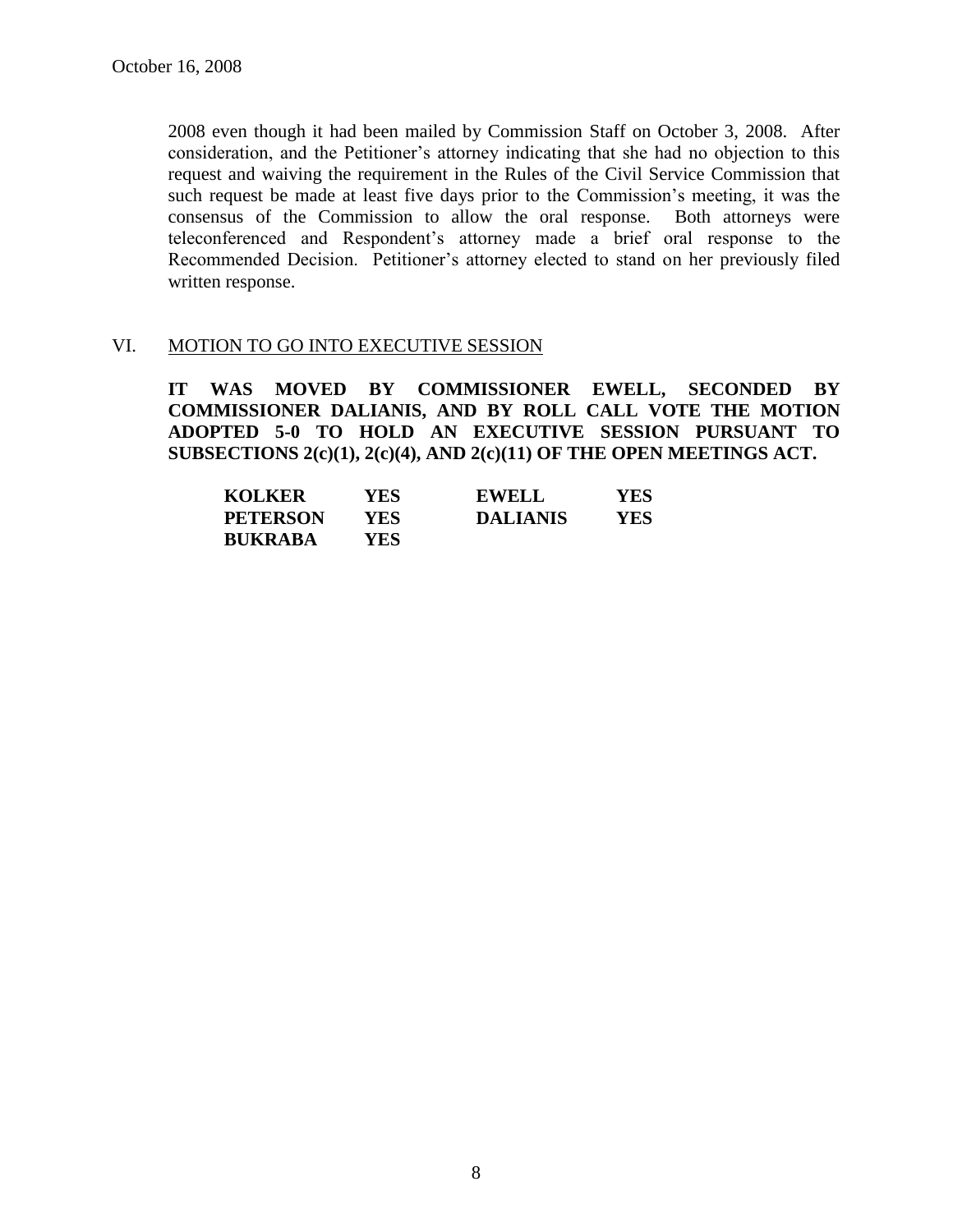2008 even though it had been mailed by Commission Staff on October 3, 2008. After consideration, and the Petitioner's attorney indicating that she had no objection to this request and waiving the requirement in the Rules of the Civil Service Commission that such request be made at least five days prior to the Commission's meeting, it was the consensus of the Commission to allow the oral response. Both attorneys were teleconferenced and Respondent's attorney made a brief oral response to the Recommended Decision. Petitioner's attorney elected to stand on her previously filed written response.

## VI. MOTION TO GO INTO EXECUTIVE SESSION

**IT WAS MOVED BY COMMISSIONER EWELL, SECONDED BY COMMISSIONER DALIANIS, AND BY ROLL CALL VOTE THE MOTION ADOPTED 5-0 TO HOLD AN EXECUTIVE SESSION PURSUANT TO SUBSECTIONS 2(c)(1), 2(c)(4), AND 2(c)(11) OF THE OPEN MEETINGS ACT.**

| | | | |
|---|---|---|---|
| **KOLKER** | **YES** | **EWELL** | **YES** |
| **PETERSON** | **YES** | **DALIANIS** | **YES** |
| **BUKRABA** | **YES** | | |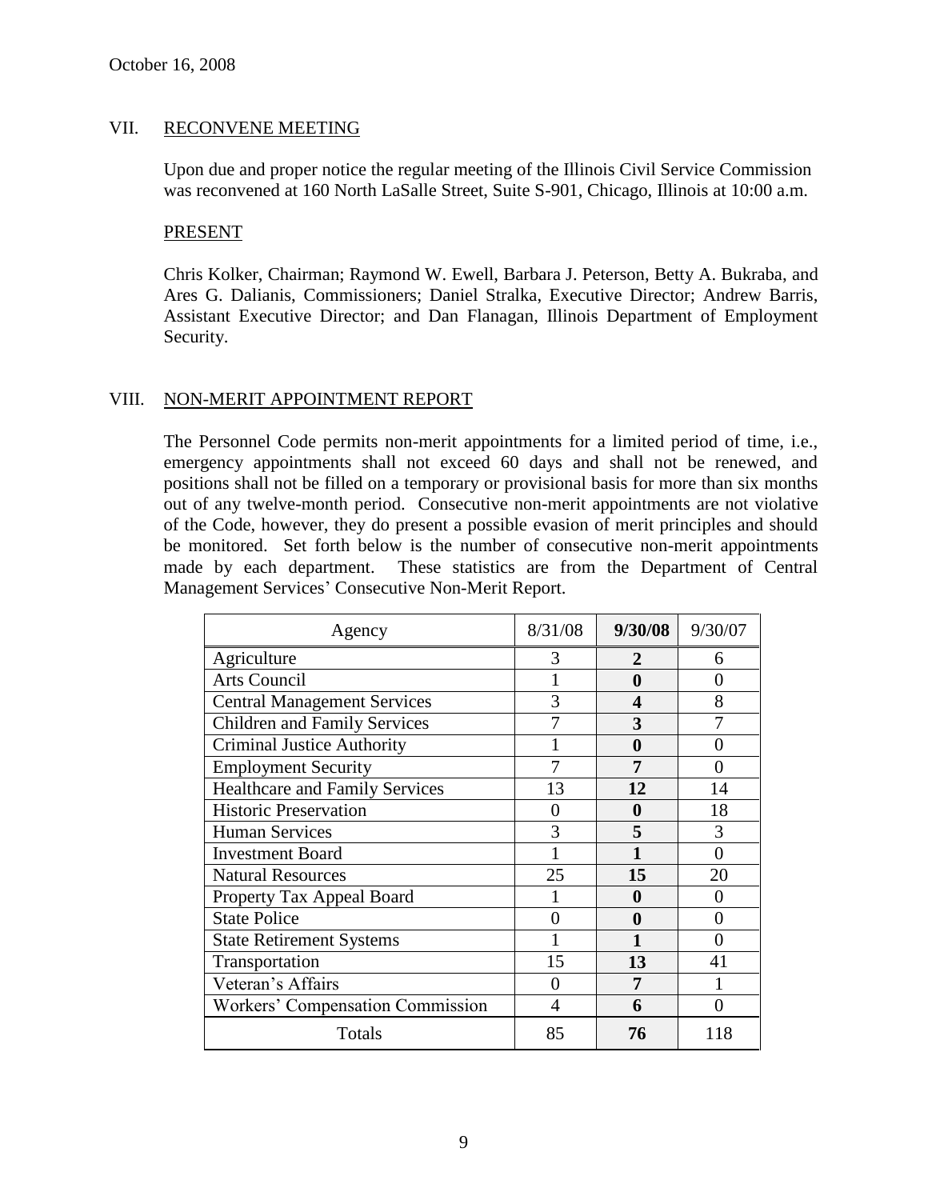October 16, 2008

## VII. RECONVENE MEETING

Upon due and proper notice the regular meeting of the Illinois Civil Service Commission was reconvened at 160 North LaSalle Street, Suite S-901, Chicago, Illinois at 10:00 a.m.

### PRESENT

Chris Kolker, Chairman; Raymond W. Ewell, Barbara J. Peterson, Betty A. Bukraba, and Ares G. Dalianis, Commissioners; Daniel Stralka, Executive Director; Andrew Barris, Assistant Executive Director; and Dan Flanagan, Illinois Department of Employment Security.

## VIII. NON-MERIT APPOINTMENT REPORT

The Personnel Code permits non-merit appointments for a limited period of time, i.e., emergency appointments shall not exceed 60 days and shall not be renewed, and positions shall not be filled on a temporary or provisional basis for more than six months out of any twelve-month period. Consecutive non-merit appointments are not violative of the Code, however, they do present a possible evasion of merit principles and should be monitored. Set forth below is the number of consecutive non-merit appointments made by each department. These statistics are from the Department of Central Management Services' Consecutive Non-Merit Report.

| Agency | 8/31/08 | **9/30/08** | 9/30/07 |
|---|---|---|---|
| Agriculture | 3 | **2** | 6 |
| Arts Council | 1 | **0** | 0 |
| Central Management Services | 3 | **4** | 8 |
| Children and Family Services | 7 | **3** | 7 |
| Criminal Justice Authority | 1 | **0** | 0 |
| Employment Security | 7 | **7** | 0 |
| Healthcare and Family Services | 13 | **12** | 14 |
| Historic Preservation | 0 | **0** | 18 |
| Human Services | 3 | **5** | 3 |
| Investment Board | 1 | **1** | 0 |
| Natural Resources | 25 | **15** | 20 |
| Property Tax Appeal Board | 1 | **0** | 0 |
| State Police | 0 | **0** | 0 |
| State Retirement Systems | 1 | **1** | 0 |
| Transportation | 15 | **13** | 41 |
| Veteran's Affairs | 0 | **7** | 1 |
| Workers' Compensation Commission | 4 | **6** | 0 |
| Totals | 85 | **76** | 118 |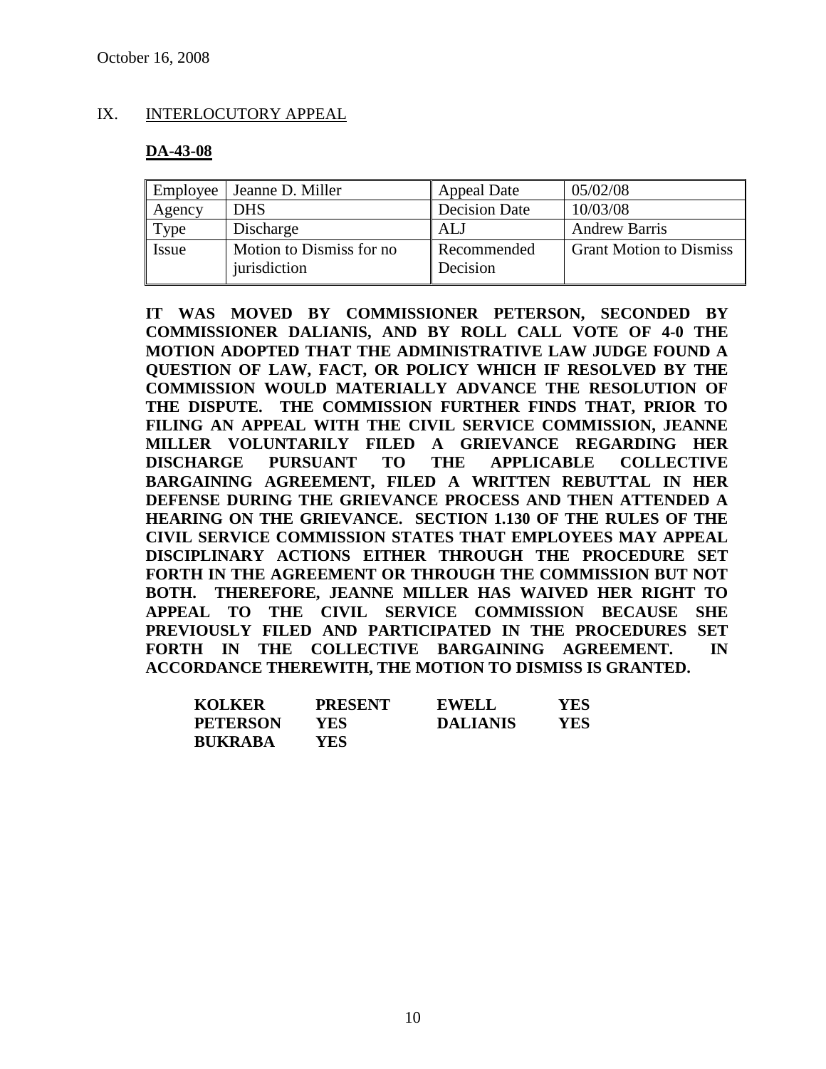October 16, 2008

## IX. INTERLOCUTORY APPEAL

### DA-43-08

| Employee | Jeanne D. Miller | Appeal Date | 05/02/08 |
|---|---|---|---|
| Agency | DHS | Decision Date | 10/03/08 |
| Type | Discharge | ALJ | Andrew Barris |
| Issue | Motion to Dismiss for no jurisdiction | Recommended Decision | Grant Motion to Dismiss |

**IT WAS MOVED BY COMMISSIONER PETERSON, SECONDED BY COMMISSIONER DALIANIS, AND BY ROLL CALL VOTE OF 4-0 THE MOTION ADOPTED THAT THE ADMINISTRATIVE LAW JUDGE FOUND A QUESTION OF LAW, FACT, OR POLICY WHICH IF RESOLVED BY THE COMMISSION WOULD MATERIALLY ADVANCE THE RESOLUTION OF THE DISPUTE. THE COMMISSION FURTHER FINDS THAT, PRIOR TO FILING AN APPEAL WITH THE CIVIL SERVICE COMMISSION, JEANNE MILLER VOLUNTARILY FILED A GRIEVANCE REGARDING HER DISCHARGE PURSUANT TO THE APPLICABLE COLLECTIVE BARGAINING AGREEMENT, FILED A WRITTEN REBUTTAL IN HER DEFENSE DURING THE GRIEVANCE PROCESS AND THEN ATTENDED A HEARING ON THE GRIEVANCE. SECTION 1.130 OF THE RULES OF THE CIVIL SERVICE COMMISSION STATES THAT EMPLOYEES MAY APPEAL DISCIPLINARY ACTIONS EITHER THROUGH THE PROCEDURE SET FORTH IN THE AGREEMENT OR THROUGH THE COMMISSION BUT NOT BOTH. THEREFORE, JEANNE MILLER HAS WAIVED HER RIGHT TO APPEAL TO THE CIVIL SERVICE COMMISSION BECAUSE SHE PREVIOUSLY FILED AND PARTICIPATED IN THE PROCEDURES SET FORTH IN THE COLLECTIVE BARGAINING AGREEMENT. IN ACCORDANCE THEREWITH, THE MOTION TO DISMISS IS GRANTED.**

| | | | |
|---|---|---|---|
| **KOLKER** | **PRESENT** | **EWELL** | **YES** |
| **PETERSON** | **YES** | **DALIANIS** | **YES** |
| **BUKRABA** | **YES** | | |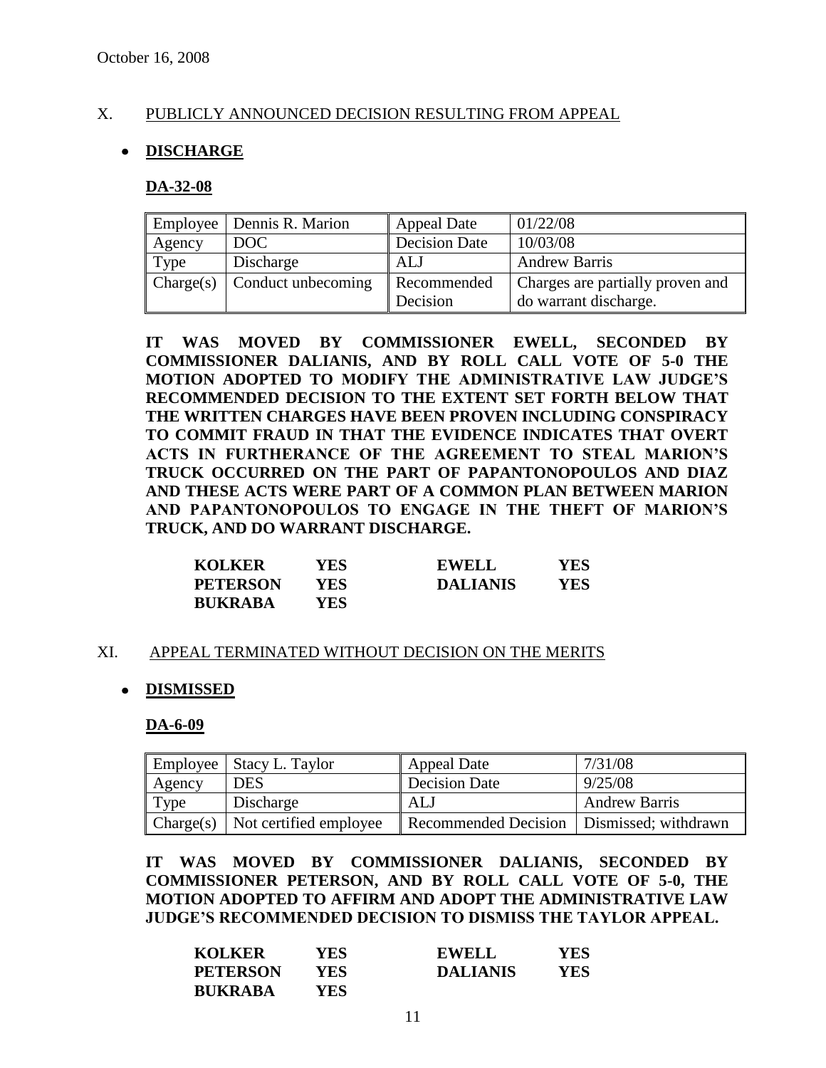October 16, 2008

## X. PUBLICLY ANNOUNCED DECISION RESULTING FROM APPEAL

- **DISCHARGE**

**DA-32-08**

| Employee | Dennis R. Marion | Appeal Date | 01/22/08 |
|---|---|---|---|
| Agency | DOC | Decision Date | 10/03/08 |
| Type | Discharge | ALJ | Andrew Barris |
| Charge(s) | Conduct unbecoming | Recommended Decision | Charges are partially proven and do warrant discharge. |

**IT WAS MOVED BY COMMISSIONER EWELL, SECONDED BY COMMISSIONER DALIANIS, AND BY ROLL CALL VOTE OF 5-0 THE MOTION ADOPTED TO MODIFY THE ADMINISTRATIVE LAW JUDGE'S RECOMMENDED DECISION TO THE EXTENT SET FORTH BELOW THAT THE WRITTEN CHARGES HAVE BEEN PROVEN INCLUDING CONSPIRACY TO COMMIT FRAUD IN THAT THE EVIDENCE INDICATES THAT OVERT ACTS IN FURTHERANCE OF THE AGREEMENT TO STEAL MARION'S TRUCK OCCURRED ON THE PART OF PAPANTONOPOULOS AND DIAZ AND THESE ACTS WERE PART OF A COMMON PLAN BETWEEN MARION AND PAPANTONOPOULOS TO ENGAGE IN THE THEFT OF MARION'S TRUCK, AND DO WARRANT DISCHARGE.**

| | | | |
|---|---|---|---|
| **KOLKER** | **YES** | **EWELL** | **YES** |
| **PETERSON** | **YES** | **DALIANIS** | **YES** |
| **BUKRABA** | **YES** | | |

## XI. APPEAL TERMINATED WITHOUT DECISION ON THE MERITS

- **DISMISSED**

**DA-6-09**

| Employee | Stacy L. Taylor | Appeal Date | 7/31/08 |
|---|---|---|---|
| Agency | DES | Decision Date | 9/25/08 |
| Type | Discharge | ALJ | Andrew Barris |
| Charge(s) | Not certified employee | Recommended Decision | Dismissed; withdrawn |

**IT WAS MOVED BY COMMISSIONER DALIANIS, SECONDED BY COMMISSIONER PETERSON, AND BY ROLL CALL VOTE OF 5-0, THE MOTION ADOPTED TO AFFIRM AND ADOPT THE ADMINISTRATIVE LAW JUDGE'S RECOMMENDED DECISION TO DISMISS THE TAYLOR APPEAL.**

| | | | |
|---|---|---|---|
| **KOLKER** | **YES** | **EWELL** | **YES** |
| **PETERSON** | **YES** | **DALIANIS** | **YES** |
| **BUKRABA** | **YES** | | |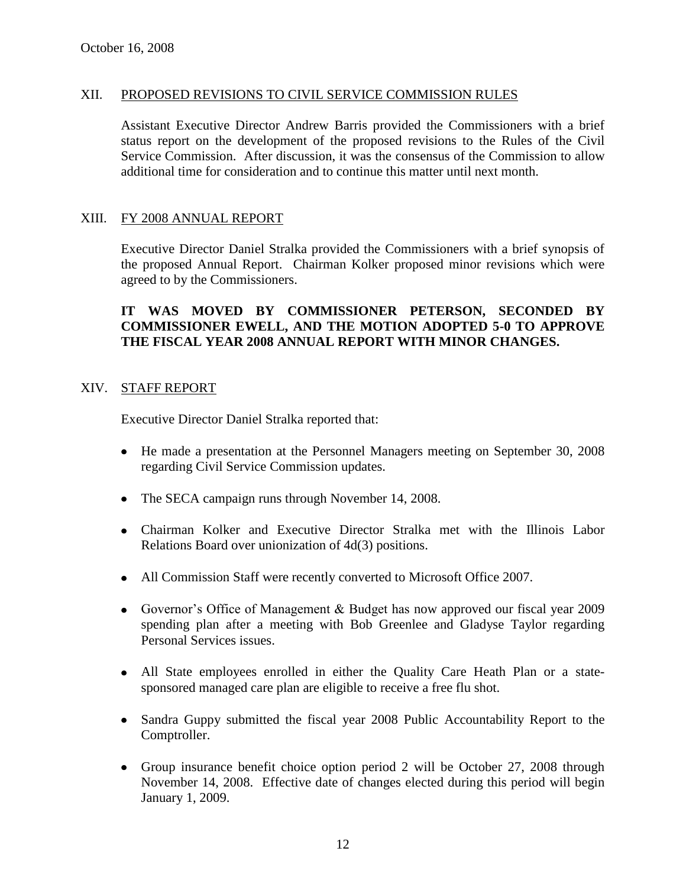October 16, 2008

## XII. PROPOSED REVISIONS TO CIVIL SERVICE COMMISSION RULES

Assistant Executive Director Andrew Barris provided the Commissioners with a brief status report on the development of the proposed revisions to the Rules of the Civil Service Commission. After discussion, it was the consensus of the Commission to allow additional time for consideration and to continue this matter until next month.

## XIII. FY 2008 ANNUAL REPORT

Executive Director Daniel Stralka provided the Commissioners with a brief synopsis of the proposed Annual Report. Chairman Kolker proposed minor revisions which were agreed to by the Commissioners.

**IT WAS MOVED BY COMMISSIONER PETERSON, SECONDED BY COMMISSIONER EWELL, AND THE MOTION ADOPTED 5-0 TO APPROVE THE FISCAL YEAR 2008 ANNUAL REPORT WITH MINOR CHANGES.**

## XIV. STAFF REPORT

Executive Director Daniel Stralka reported that:

- He made a presentation at the Personnel Managers meeting on September 30, 2008 regarding Civil Service Commission updates.
- The SECA campaign runs through November 14, 2008.
- Chairman Kolker and Executive Director Stralka met with the Illinois Labor Relations Board over unionization of 4d(3) positions.
- All Commission Staff were recently converted to Microsoft Office 2007.
- Governor's Office of Management & Budget has now approved our fiscal year 2009 spending plan after a meeting with Bob Greenlee and Gladyse Taylor regarding Personal Services issues.
- All State employees enrolled in either the Quality Care Heath Plan or a state-sponsored managed care plan are eligible to receive a free flu shot.
- Sandra Guppy submitted the fiscal year 2008 Public Accountability Report to the Comptroller.
- Group insurance benefit choice option period 2 will be October 27, 2008 through November 14, 2008. Effective date of changes elected during this period will begin January 1, 2009.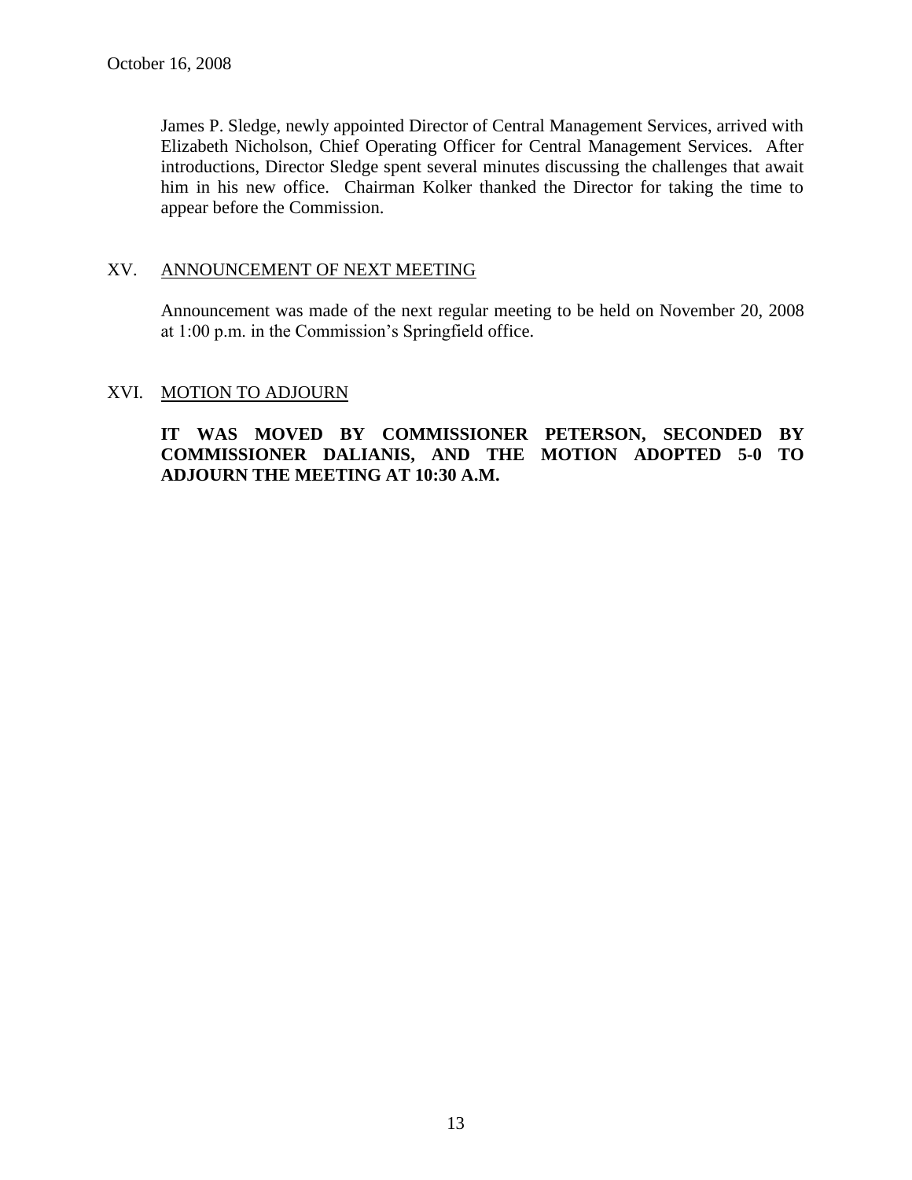James P. Sledge, newly appointed Director of Central Management Services, arrived with Elizabeth Nicholson, Chief Operating Officer for Central Management Services. After introductions, Director Sledge spent several minutes discussing the challenges that await him in his new office. Chairman Kolker thanked the Director for taking the time to appear before the Commission.

## XV. ANNOUNCEMENT OF NEXT MEETING

Announcement was made of the next regular meeting to be held on November 20, 2008 at 1:00 p.m. in the Commission's Springfield office.

## XVI. MOTION TO ADJOURN

**IT WAS MOVED BY COMMISSIONER PETERSON, SECONDED BY COMMISSIONER DALIANIS, AND THE MOTION ADOPTED 5-0 TO ADJOURN THE MEETING AT 10:30 A.M.**